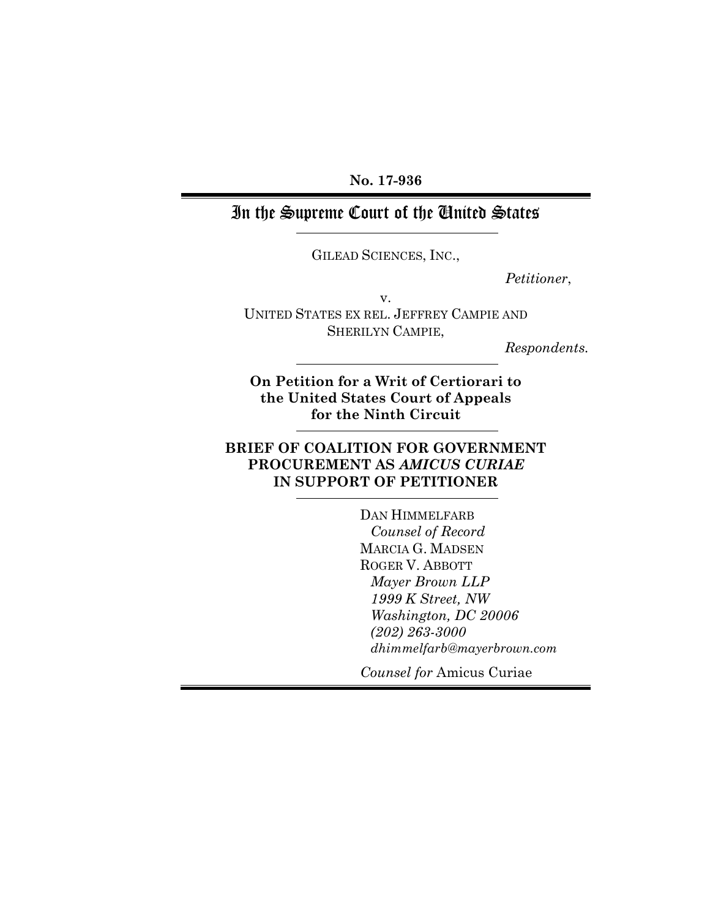**No. 17-936**

# In the Supreme Court of the United States

GILEAD SCIENCES, INC.,

*Petitioner*,

v.

UNITED STATES EX REL. JEFFREY CAMPIE AND SHERILYN CAMPIE,

*Respondents.*

**On Petition for a Writ of Certiorari to the United States Court of Appeals for the Ninth Circuit**

## BRIEF OF COALITION FOR GOVERNMENT PROCUREMENT AS *AMICUS CURIAE* IN SUPPORT OF PETITIONER

DAN HIMMELFARB
*Counsel of Record*
MARCIA G. MADSEN
ROGER V. ABBOTT
*Mayer Brown LLP*
*1999 K Street, NW*
*Washington, DC 20006*
*(202) 263-3000*
*dhimmelfarb@mayerbrown.com*

*Counsel for* Amicus Curiae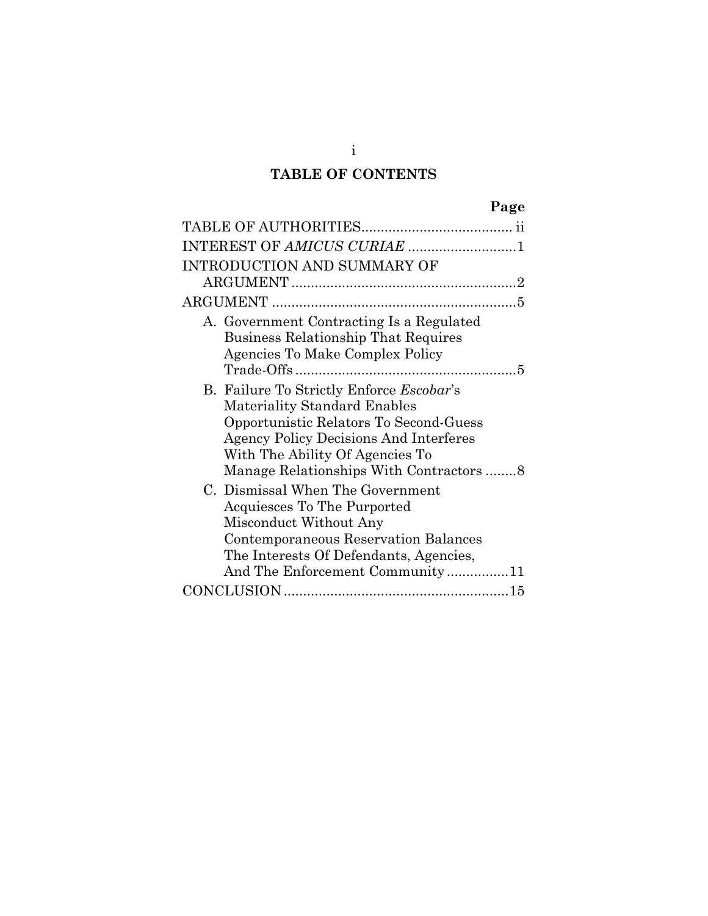# TABLE OF CONTENTS

| | Page |
|---|---|
| TABLE OF AUTHORITIES | ii |
| INTEREST OF *AMICUS CURIAE* | 1 |
| INTRODUCTION AND SUMMARY OF ARGUMENT | 2 |
| ARGUMENT | 5 |
| A. Government Contracting Is a Regulated Business Relationship That Requires Agencies To Make Complex Policy Trade-Offs | 5 |
| B. Failure To Strictly Enforce *Escobar*'s Materiality Standard Enables Opportunistic Relators To Second-Guess Agency Policy Decisions And Interferes With The Ability Of Agencies To Manage Relationships With Contractors | 8 |
| C. Dismissal When The Government Acquiesces To The Purported Misconduct Without Any Contemporaneous Reservation Balances The Interests Of Defendants, Agencies, And The Enforcement Community | 11 |
| CONCLUSION | 15 |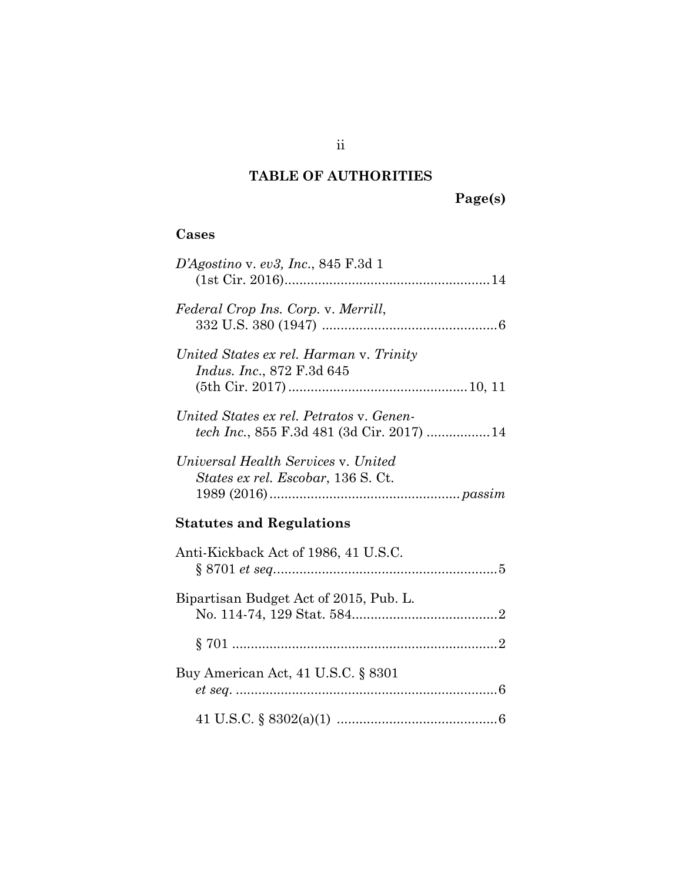# TABLE OF AUTHORITIES

**Page(s)**

## Cases

*D'Agostino* v. *ev3, Inc.*, 845 F.3d 1 (1st Cir. 2016)....................................................14

*Federal Crop Ins. Corp.* v. *Merrill*, 332 U.S. 380 (1947) ..............................................6

*United States ex rel. Harman* v. *Trinity Indus. Inc.*, 872 F.3d 645 (5th Cir. 2017)...............................................10, 11

*United States ex rel. Petratos* v. *Genentech Inc.*, 855 F.3d 481 (3d Cir. 2017) .................14

*Universal Health Services* v. *United States ex rel. Escobar*, 136 S. Ct. 1989 (2016).................................................*passim*

## Statutes and Regulations

Anti-Kickback Act of 1986, 41 U.S.C. § 8701 *et seq*...........................................................5

Bipartisan Budget Act of 2015, Pub. L. No. 114-74, 129 Stat. 584.......................................2

§ 701 .......................................................................2

Buy American Act, 41 U.S.C. § 8301 *et seq*. .....................................................................6

41 U.S.C. § 8302(a)(1) ..........................................6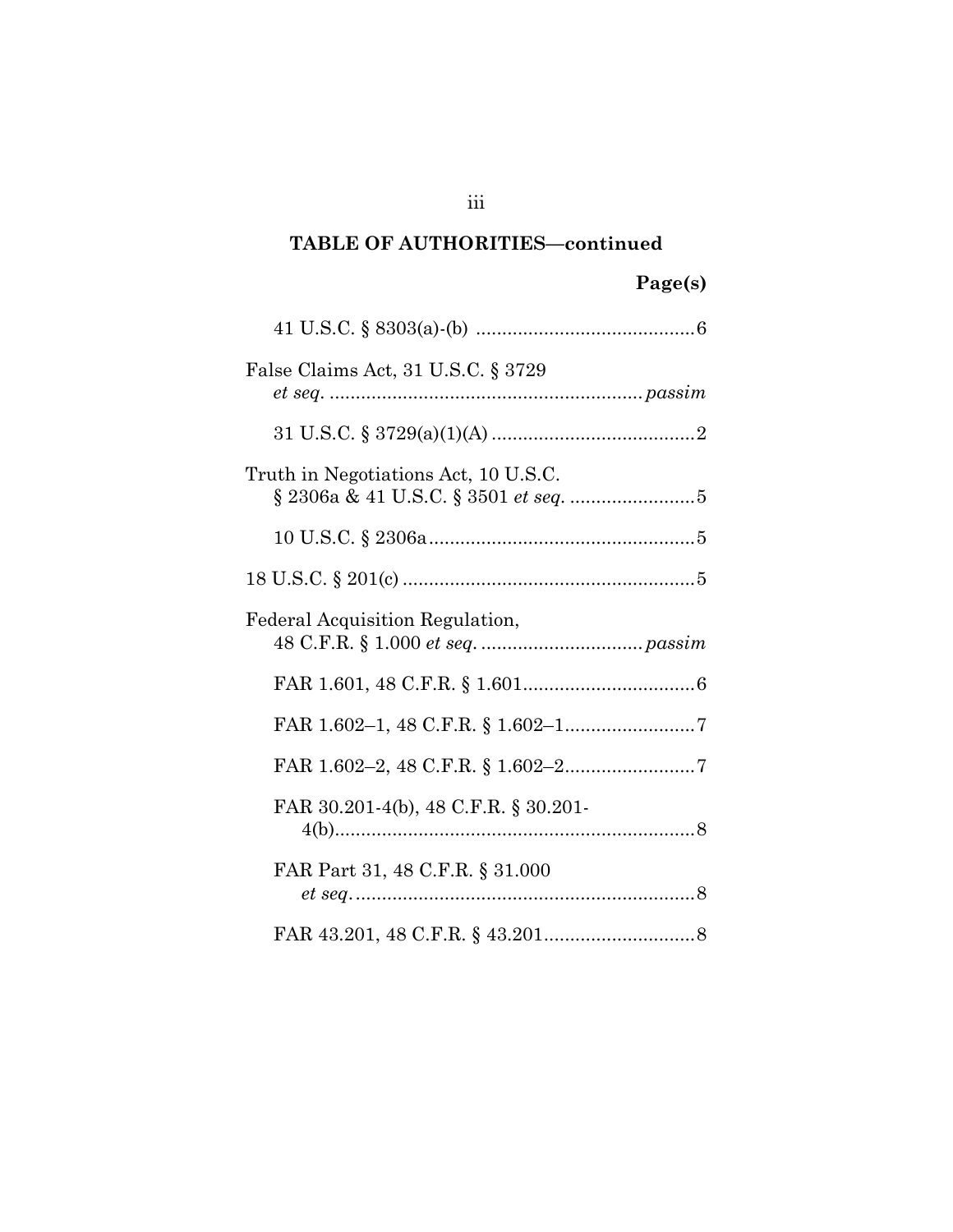**TABLE OF AUTHORITIES—continued**

**Page(s)**

41 U.S.C. § 8303(a)-(b) ..........................................6

False Claims Act, 31 U.S.C. § 3729 *et seq.* ............................................................*passim*

31 U.S.C. § 3729(a)(1)(A) .......................................2

Truth in Negotiations Act, 10 U.S.C. § 2306a & 41 U.S.C. § 3501 *et seq.* ........................5

10 U.S.C. § 2306a ...................................................5

18 U.S.C. § 201(c) ........................................................5

Federal Acquisition Regulation, 48 C.F.R. § 1.000 *et seq.* ...............................*passim*

FAR 1.601, 48 C.F.R. § 1.601.................................6

FAR 1.602–1, 48 C.F.R. § 1.602–1.........................7

FAR 1.602–2, 48 C.F.R. § 1.602–2.........................7

FAR 30.201-4(b), 48 C.F.R. § 30.201-4(b).....................................................................8

FAR Part 31, 48 C.F.R. § 31.000 *et seq.*..................................................................8

FAR 43.201, 48 C.F.R. § 43.201.............................8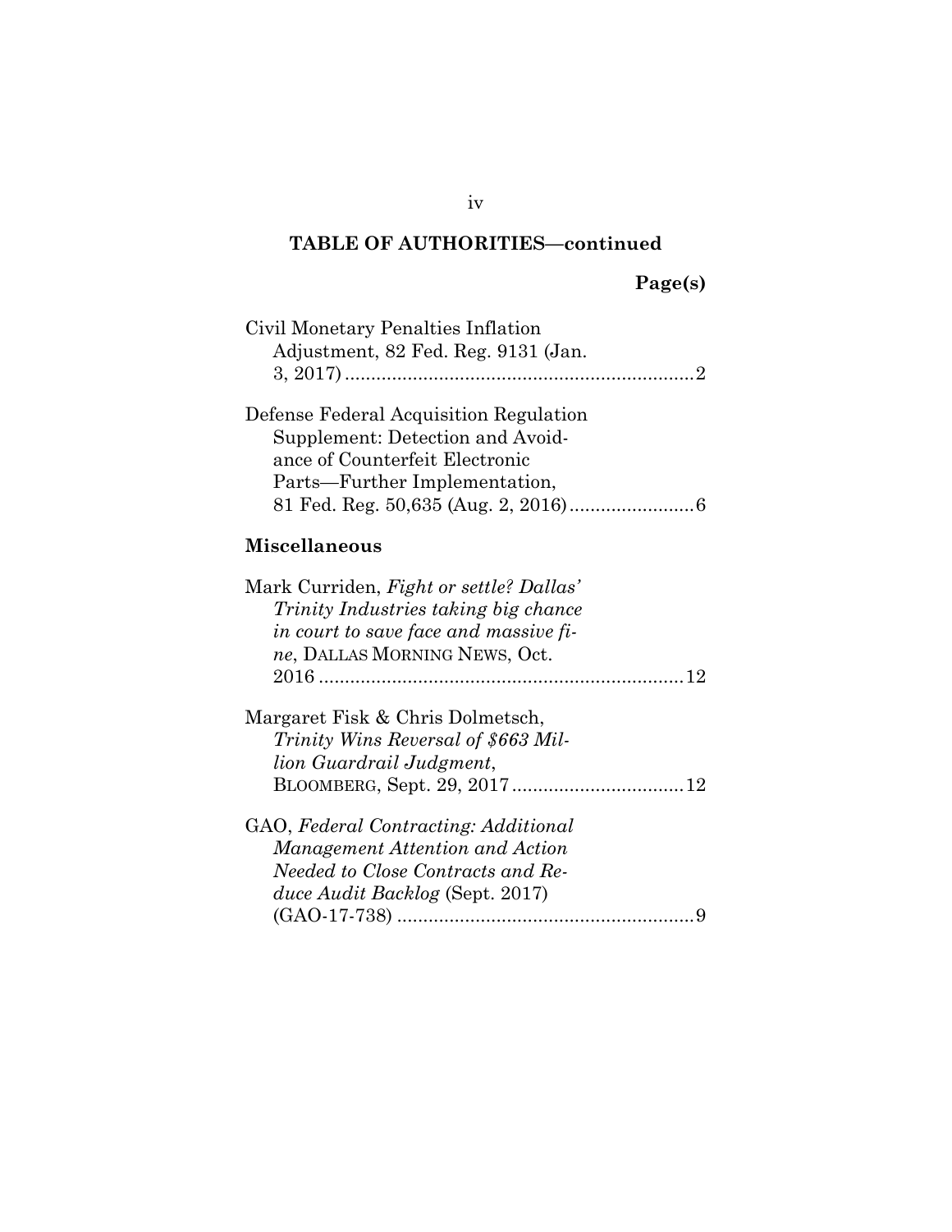## TABLE OF AUTHORITIES—continued

Page(s)

Civil Monetary Penalties Inflation Adjustment, 82 Fed. Reg. 9131 (Jan. 3, 2017) .......... 2

Defense Federal Acquisition Regulation Supplement: Detection and Avoidance of Counterfeit Electronic Parts—Further Implementation, 81 Fed. Reg. 50,635 (Aug. 2, 2016) .......... 6

### Miscellaneous

Mark Curriden, *Fight or settle? Dallas' Trinity Industries taking big chance in court to save face and massive fine*, DALLAS MORNING NEWS, Oct. 2016 .......... 12

Margaret Fisk & Chris Dolmetsch, *Trinity Wins Reversal of $663 Million Guardrail Judgment*, BLOOMBERG, Sept. 29, 2017 .......... 12

GAO, *Federal Contracting: Additional Management Attention and Action Needed to Close Contracts and Reduce Audit Backlog* (Sept. 2017) (GAO-17-738) .......... 9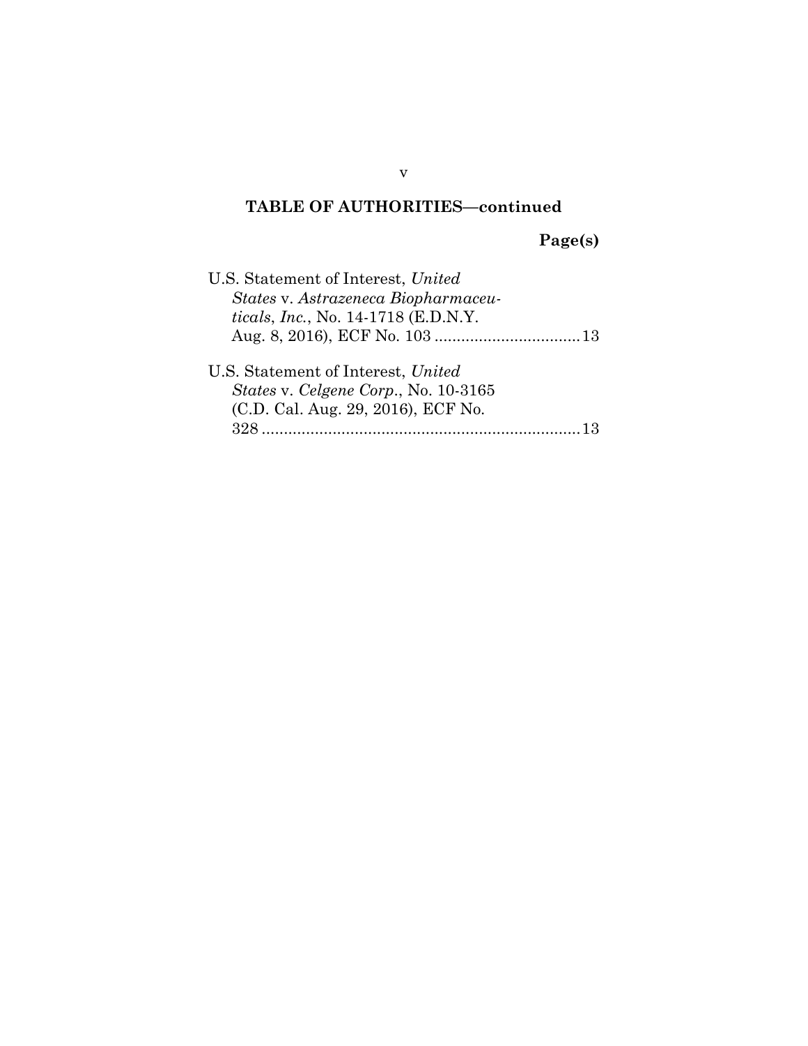## TABLE OF AUTHORITIES—continued

**Page(s)**

U.S. Statement of Interest, *United States* v. *Astrazeneca Biopharmaceuticals*, *Inc.*, No. 14-1718 (E.D.N.Y. Aug. 8, 2016), ECF No. 103 ................................ 13

U.S. Statement of Interest, *United States* v. *Celgene Corp.*, No. 10-3165 (C.D. Cal. Aug. 29, 2016), ECF No. 328 ........................................................................ 13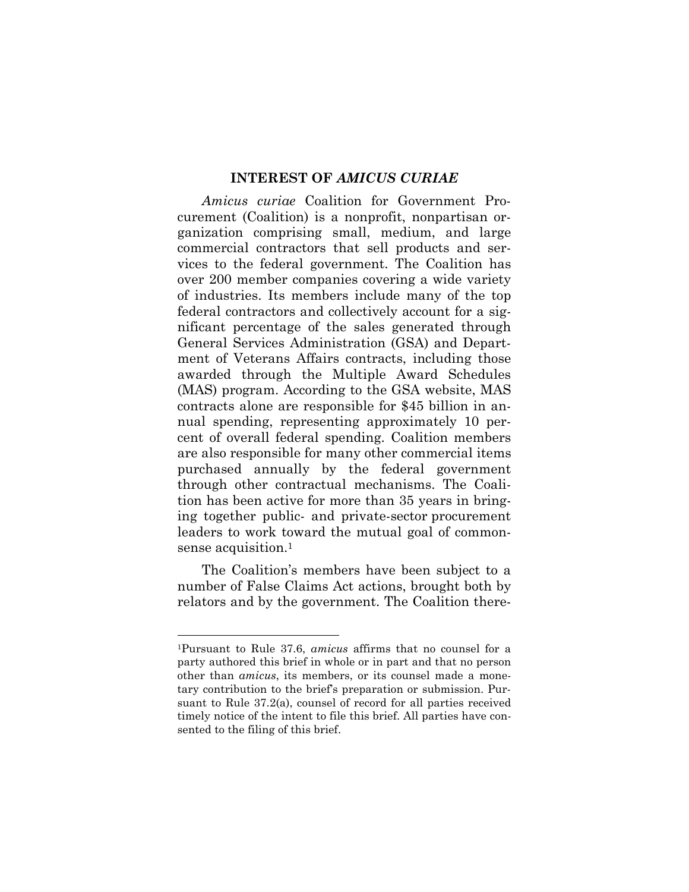## INTEREST OF *AMICUS CURIAE*

*Amicus curiae* Coalition for Government Procurement (Coalition) is a nonprofit, nonpartisan organization comprising small, medium, and large commercial contractors that sell products and services to the federal government. The Coalition has over 200 member companies covering a wide variety of industries. Its members include many of the top federal contractors and collectively account for a significant percentage of the sales generated through General Services Administration (GSA) and Department of Veterans Affairs contracts, including those awarded through the Multiple Award Schedules (MAS) program. According to the GSA website, MAS contracts alone are responsible for $45 billion in annual spending, representing approximately 10 percent of overall federal spending. Coalition members are also responsible for many other commercial items purchased annually by the federal government through other contractual mechanisms. The Coalition has been active for more than 35 years in bringing together public- and private-sector procurement leaders to work toward the mutual goal of common-sense acquisition.[1]

The Coalition's members have been subject to a number of False Claims Act actions, brought both by relators and by the government. The Coalition there-

[1]Pursuant to Rule 37.6, *amicus* affirms that no counsel for a party authored this brief in whole or in part and that no person other than *amicus*, its members, or its counsel made a monetary contribution to the brief's preparation or submission. Pursuant to Rule 37.2(a), counsel of record for all parties received timely notice of the intent to file this brief. All parties have consented to the filing of this brief.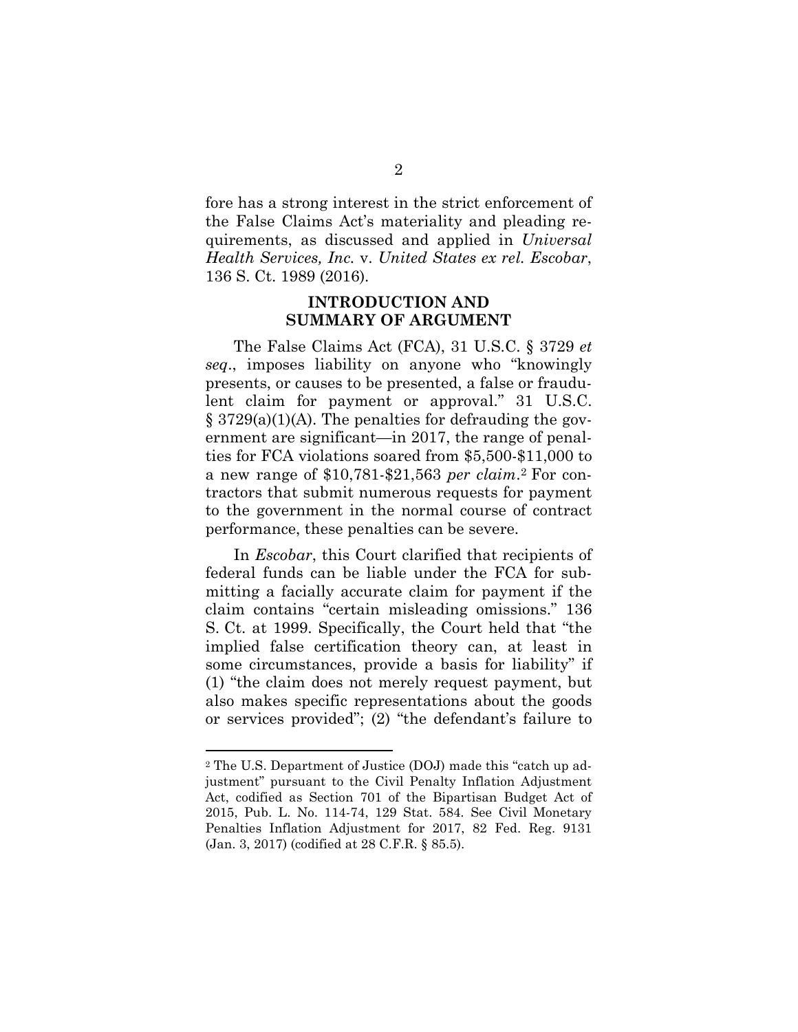fore has a strong interest in the strict enforcement of the False Claims Act's materiality and pleading requirements, as discussed and applied in *Universal Health Services, Inc.* v. *United States ex rel. Escobar*, 136 S. Ct. 1989 (2016).

## INTRODUCTION AND SUMMARY OF ARGUMENT

The False Claims Act (FCA), 31 U.S.C. § 3729 *et seq*., imposes liability on anyone who "knowingly presents, or causes to be presented, a false or fraudulent claim for payment or approval." 31 U.S.C. § 3729(a)(1)(A). The penalties for defrauding the government are significant—in 2017, the range of penalties for FCA violations soared from $5,500-$11,000 to a new range of $10,781-$21,563 *per claim*.[2] For contractors that submit numerous requests for payment to the government in the normal course of contract performance, these penalties can be severe.

In *Escobar*, this Court clarified that recipients of federal funds can be liable under the FCA for submitting a facially accurate claim for payment if the claim contains "certain misleading omissions." 136 S. Ct. at 1999. Specifically, the Court held that "the implied false certification theory can, at least in some circumstances, provide a basis for liability" if (1) "the claim does not merely request payment, but also makes specific representations about the goods or services provided"; (2) "the defendant's failure to

---

[2] The U.S. Department of Justice (DOJ) made this "catch up adjustment" pursuant to the Civil Penalty Inflation Adjustment Act, codified as Section 701 of the Bipartisan Budget Act of 2015, Pub. L. No. 114-74, 129 Stat. 584. See Civil Monetary Penalties Inflation Adjustment for 2017, 82 Fed. Reg. 9131 (Jan. 3, 2017) (codified at 28 C.F.R. § 85.5).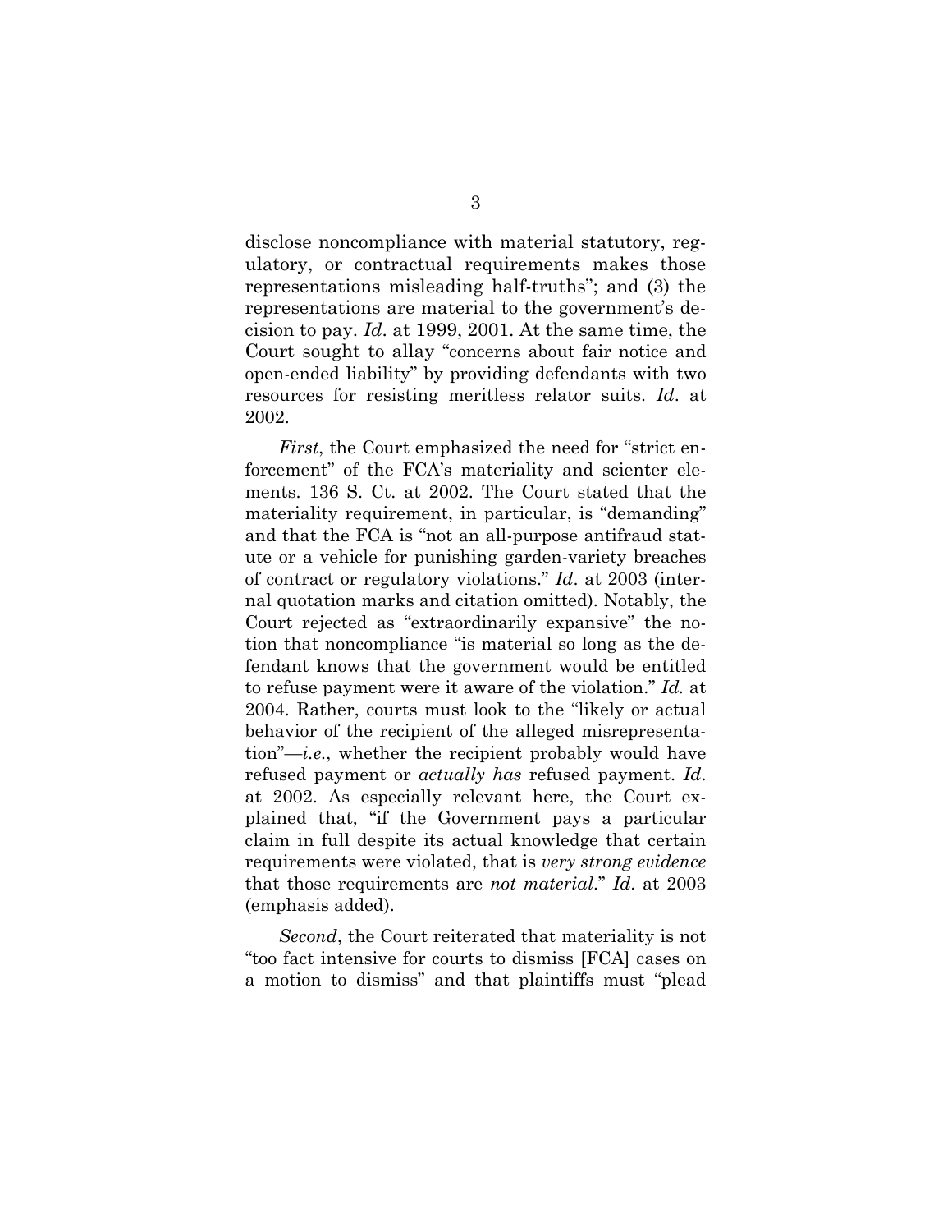disclose noncompliance with material statutory, regulatory, or contractual requirements makes those representations misleading half-truths"; and (3) the representations are material to the government's decision to pay. *Id*. at 1999, 2001. At the same time, the Court sought to allay "concerns about fair notice and open-ended liability" by providing defendants with two resources for resisting meritless relator suits. *Id*. at 2002.

*First*, the Court emphasized the need for "strict enforcement" of the FCA's materiality and scienter elements. 136 S. Ct. at 2002. The Court stated that the materiality requirement, in particular, is "demanding" and that the FCA is "not an all-purpose antifraud statute or a vehicle for punishing garden-variety breaches of contract or regulatory violations." *Id*. at 2003 (internal quotation marks and citation omitted). Notably, the Court rejected as "extraordinarily expansive" the notion that noncompliance "is material so long as the defendant knows that the government would be entitled to refuse payment were it aware of the violation." *Id.* at 2004. Rather, courts must look to the "likely or actual behavior of the recipient of the alleged misrepresentation"—*i.e.*, whether the recipient probably would have refused payment or *actually has* refused payment. *Id*. at 2002. As especially relevant here, the Court explained that, "if the Government pays a particular claim in full despite its actual knowledge that certain requirements were violated, that is *very strong evidence* that those requirements are *not material*." *Id*. at 2003 (emphasis added).

*Second*, the Court reiterated that materiality is not "too fact intensive for courts to dismiss [FCA] cases on a motion to dismiss" and that plaintiffs must "plead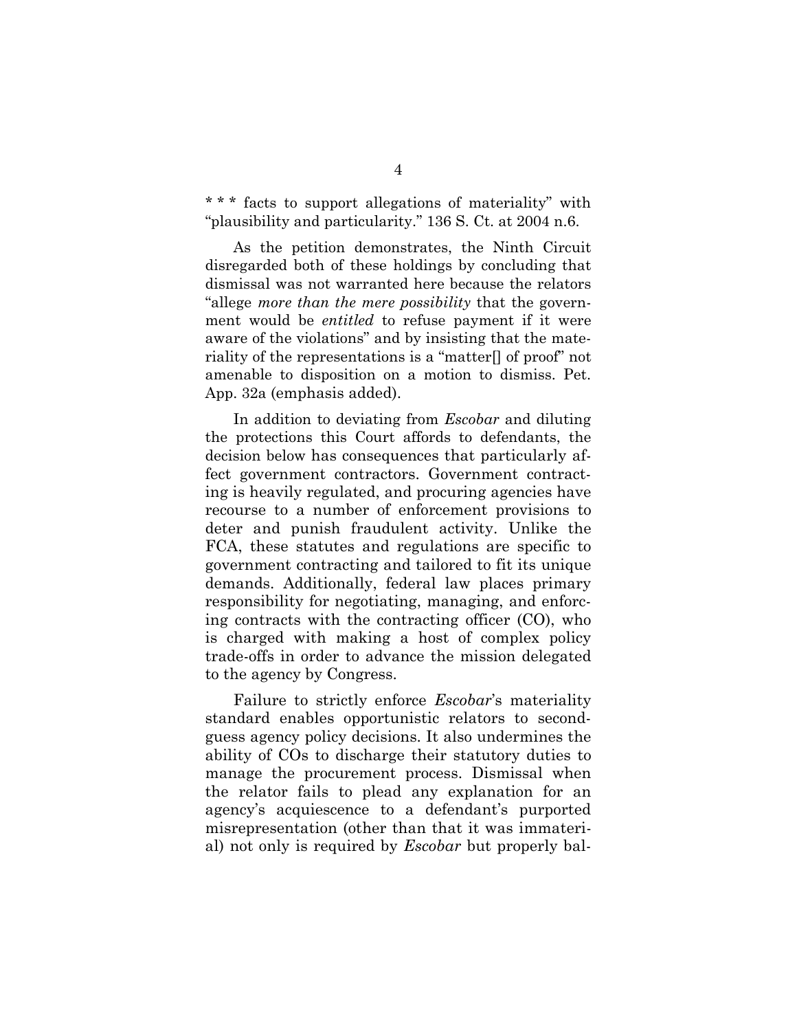* * * facts to support allegations of materiality" with "plausibility and particularity." 136 S. Ct. at 2004 n.6.

As the petition demonstrates, the Ninth Circuit disregarded both of these holdings by concluding that dismissal was not warranted here because the relators "allege *more than the mere possibility* that the government would be *entitled* to refuse payment if it were aware of the violations" and by insisting that the materiality of the representations is a "matter[] of proof" not amenable to disposition on a motion to dismiss. Pet. App. 32a (emphasis added).

In addition to deviating from *Escobar* and diluting the protections this Court affords to defendants, the decision below has consequences that particularly affect government contractors. Government contracting is heavily regulated, and procuring agencies have recourse to a number of enforcement provisions to deter and punish fraudulent activity. Unlike the FCA, these statutes and regulations are specific to government contracting and tailored to fit its unique demands. Additionally, federal law places primary responsibility for negotiating, managing, and enforcing contracts with the contracting officer (CO), who is charged with making a host of complex policy trade-offs in order to advance the mission delegated to the agency by Congress.

Failure to strictly enforce *Escobar*'s materiality standard enables opportunistic relators to second-guess agency policy decisions. It also undermines the ability of COs to discharge their statutory duties to manage the procurement process. Dismissal when the relator fails to plead any explanation for an agency's acquiescence to a defendant's purported misrepresentation (other than that it was immaterial) not only is required by *Escobar* but properly bal-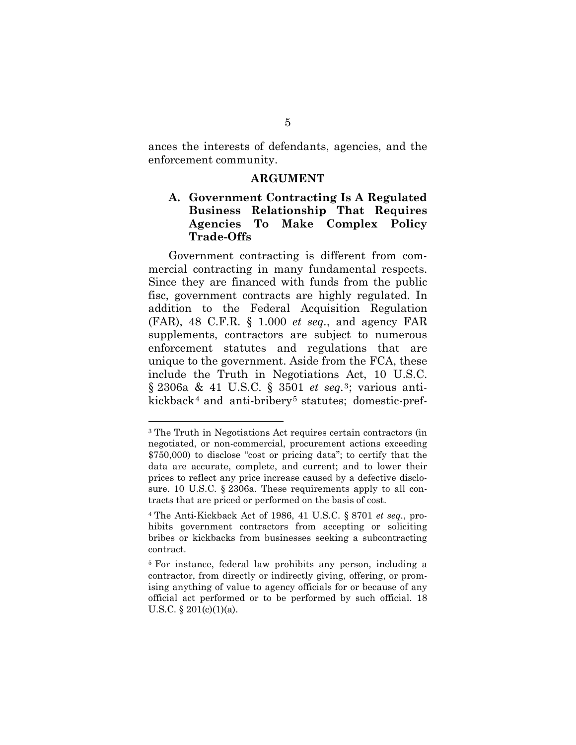ances the interests of defendants, agencies, and the enforcement community.

## ARGUMENT

### A. Government Contracting Is A Regulated Business Relationship That Requires Agencies To Make Complex Policy Trade-Offs

Government contracting is different from commercial contracting in many fundamental respects. Since they are financed with funds from the public fisc, government contracts are highly regulated. In addition to the Federal Acquisition Regulation (FAR), 48 C.F.R. § 1.000 *et seq*., and agency FAR supplements, contractors are subject to numerous enforcement statutes and regulations that are unique to the government. Aside from the FCA, these include the Truth in Negotiations Act, 10 U.S.C. § 2306a & 41 U.S.C. § 3501 *et seq*.[3]; various anti-kickback[4] and anti-bribery[5] statutes; domestic-pref-

---

[3] The Truth in Negotiations Act requires certain contractors (in negotiated, or non-commercial, procurement actions exceeding $750,000) to disclose "cost or pricing data"; to certify that the data are accurate, complete, and current; and to lower their prices to reflect any price increase caused by a defective disclosure. 10 U.S.C. § 2306a. These requirements apply to all contracts that are priced or performed on the basis of cost.

[4] The Anti-Kickback Act of 1986, 41 U.S.C. § 8701 *et seq*., prohibits government contractors from accepting or soliciting bribes or kickbacks from businesses seeking a subcontracting contract.

[5] For instance, federal law prohibits any person, including a contractor, from directly or indirectly giving, offering, or promising anything of value to agency officials for or because of any official act performed or to be performed by such official. 18 U.S.C. § 201(c)(1)(a).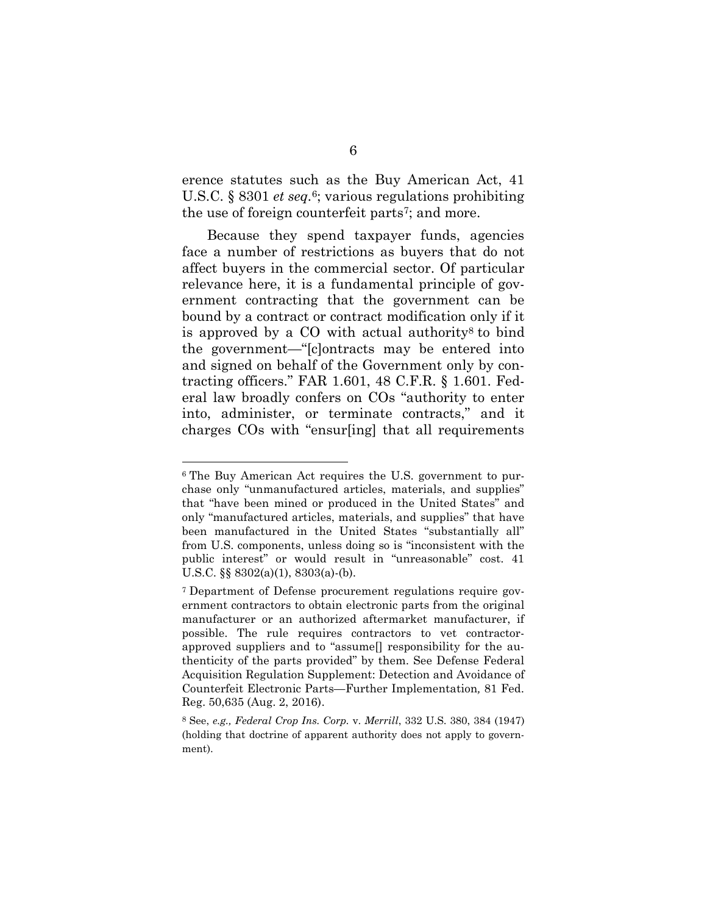erence statutes such as the Buy American Act, 41 U.S.C. § 8301 *et seq.*[6]; various regulations prohibiting the use of foreign counterfeit parts[7]; and more.

Because they spend taxpayer funds, agencies face a number of restrictions as buyers that do not affect buyers in the commercial sector. Of particular relevance here, it is a fundamental principle of government contracting that the government can be bound by a contract or contract modification only if it is approved by a CO with actual authority[8] to bind the government—"[c]ontracts may be entered into and signed on behalf of the Government only by contracting officers." FAR 1.601, 48 C.F.R. § 1.601. Federal law broadly confers on COs "authority to enter into, administer, or terminate contracts," and it charges COs with "ensur[ing] that all requirements

---

[6] The Buy American Act requires the U.S. government to purchase only "unmanufactured articles, materials, and supplies" that "have been mined or produced in the United States" and only "manufactured articles, materials, and supplies" that have been manufactured in the United States "substantially all" from U.S. components, unless doing so is "inconsistent with the public interest" or would result in "unreasonable" cost. 41 U.S.C. §§ 8302(a)(1), 8303(a)-(b).

[7] Department of Defense procurement regulations require government contractors to obtain electronic parts from the original manufacturer or an authorized aftermarket manufacturer, if possible. The rule requires contractors to vet contractor-approved suppliers and to "assume[] responsibility for the authenticity of the parts provided" by them. See Defense Federal Acquisition Regulation Supplement: Detection and Avoidance of Counterfeit Electronic Parts—Further Implementation*,* 81 Fed. Reg. 50,635 (Aug. 2, 2016).

[8] See, *e.g., Federal Crop Ins. Corp.* v. *Merrill*, 332 U.S. 380, 384 (1947) (holding that doctrine of apparent authority does not apply to government).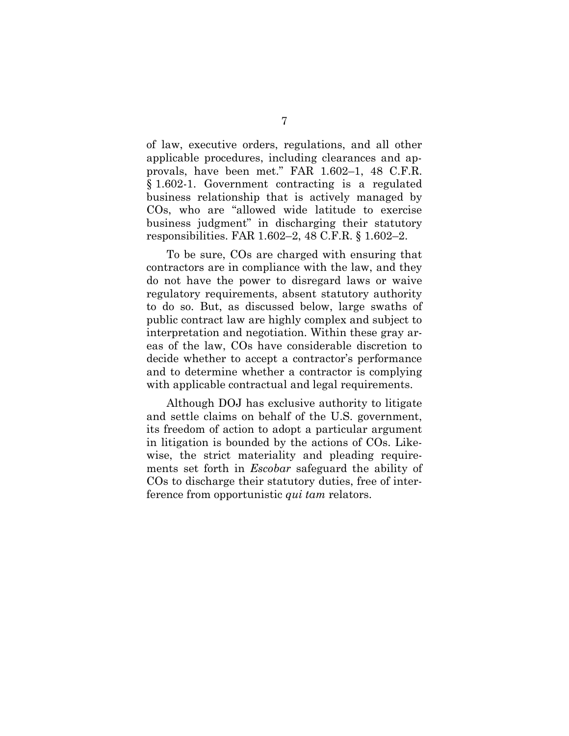of law, executive orders, regulations, and all other applicable procedures, including clearances and approvals, have been met." FAR 1.602–1, 48 C.F.R. § 1.602-1. Government contracting is a regulated business relationship that is actively managed by COs, who are "allowed wide latitude to exercise business judgment" in discharging their statutory responsibilities. FAR 1.602–2, 48 C.F.R. § 1.602–2.

To be sure, COs are charged with ensuring that contractors are in compliance with the law, and they do not have the power to disregard laws or waive regulatory requirements, absent statutory authority to do so. But, as discussed below, large swaths of public contract law are highly complex and subject to interpretation and negotiation. Within these gray areas of the law, COs have considerable discretion to decide whether to accept a contractor's performance and to determine whether a contractor is complying with applicable contractual and legal requirements.

Although DOJ has exclusive authority to litigate and settle claims on behalf of the U.S. government, its freedom of action to adopt a particular argument in litigation is bounded by the actions of COs. Likewise, the strict materiality and pleading requirements set forth in *Escobar* safeguard the ability of COs to discharge their statutory duties, free of interference from opportunistic *qui tam* relators.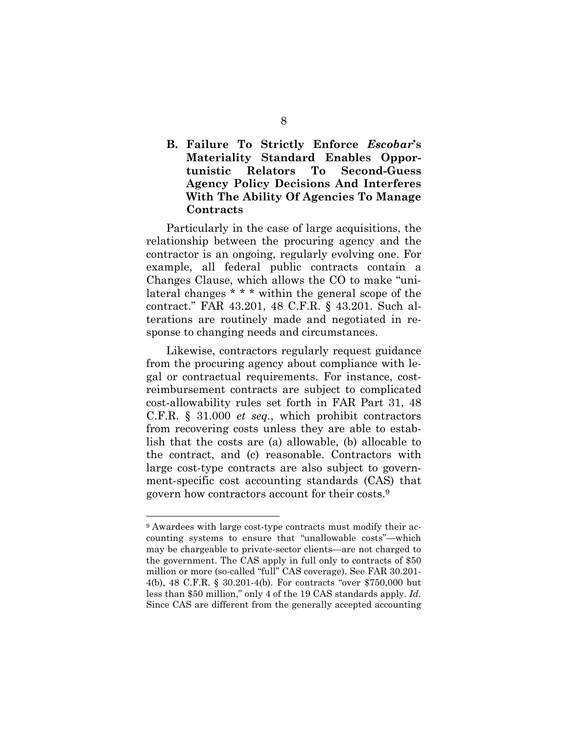### B. Failure To Strictly Enforce *Escobar*'s Materiality Standard Enables Opportunistic Relators To Second-Guess Agency Policy Decisions And Interferes With The Ability Of Agencies To Manage Contracts

Particularly in the case of large acquisitions, the relationship between the procuring agency and the contractor is an ongoing, regularly evolving one. For example, all federal public contracts contain a Changes Clause, which allows the CO to make "unilateral changes * * * within the general scope of the contract." FAR 43.201, 48 C.F.R. § 43.201. Such alterations are routinely made and negotiated in response to changing needs and circumstances.

Likewise, contractors regularly request guidance from the procuring agency about compliance with legal or contractual requirements. For instance, cost-reimbursement contracts are subject to complicated cost-allowability rules set forth in FAR Part 31, 48 C.F.R. § 31.000 *et seq.*, which prohibit contractors from recovering costs unless they are able to establish that the costs are (a) allowable, (b) allocable to the contract, and (c) reasonable. Contractors with large cost-type contracts are also subject to government-specific cost accounting standards (CAS) that govern how contractors account for their costs.[9]

---

[9] Awardees with large cost-type contracts must modify their accounting systems to ensure that "unallowable costs"—which may be chargeable to private-sector clients—are not charged to the government. The CAS apply in full only to contracts of $50 million or more (so-called "full" CAS coverage). See FAR 30.201-4(b), 48 C.F.R. § 30.201-4(b). For contracts "over $750,000 but less than $50 million," only 4 of the 19 CAS standards apply. *Id.* Since CAS are different from the generally accepted accounting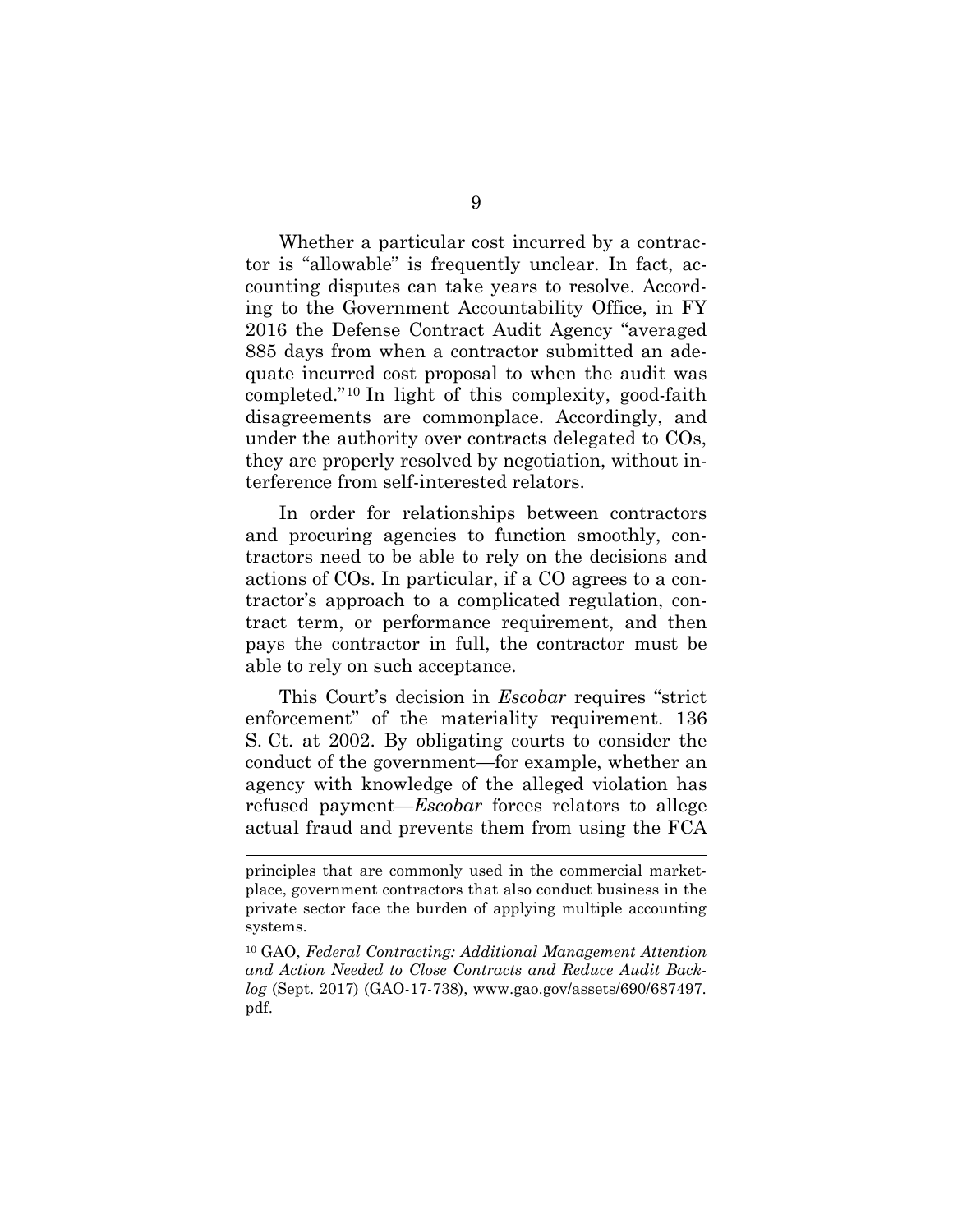Whether a particular cost incurred by a contractor is "allowable" is frequently unclear. In fact, accounting disputes can take years to resolve. According to the Government Accountability Office, in FY 2016 the Defense Contract Audit Agency "averaged 885 days from when a contractor submitted an adequate incurred cost proposal to when the audit was completed."[10] In light of this complexity, good-faith disagreements are commonplace. Accordingly, and under the authority over contracts delegated to COs, they are properly resolved by negotiation, without interference from self-interested relators.

In order for relationships between contractors and procuring agencies to function smoothly, contractors need to be able to rely on the decisions and actions of COs. In particular, if a CO agrees to a contractor's approach to a complicated regulation, contract term, or performance requirement, and then pays the contractor in full, the contractor must be able to rely on such acceptance.

This Court's decision in *Escobar* requires "strict enforcement" of the materiality requirement. 136 S. Ct. at 2002. By obligating courts to consider the conduct of the government—for example, whether an agency with knowledge of the alleged violation has refused payment—*Escobar* forces relators to allege actual fraud and prevents them from using the FCA

---

principles that are commonly used in the commercial marketplace, government contractors that also conduct business in the private sector face the burden of applying multiple accounting systems.

[10] GAO, *Federal Contracting: Additional Management Attention and Action Needed to Close Contracts and Reduce Audit Backlog* (Sept. 2017) (GAO-17-738), www.gao.gov/assets/690/687497.pdf.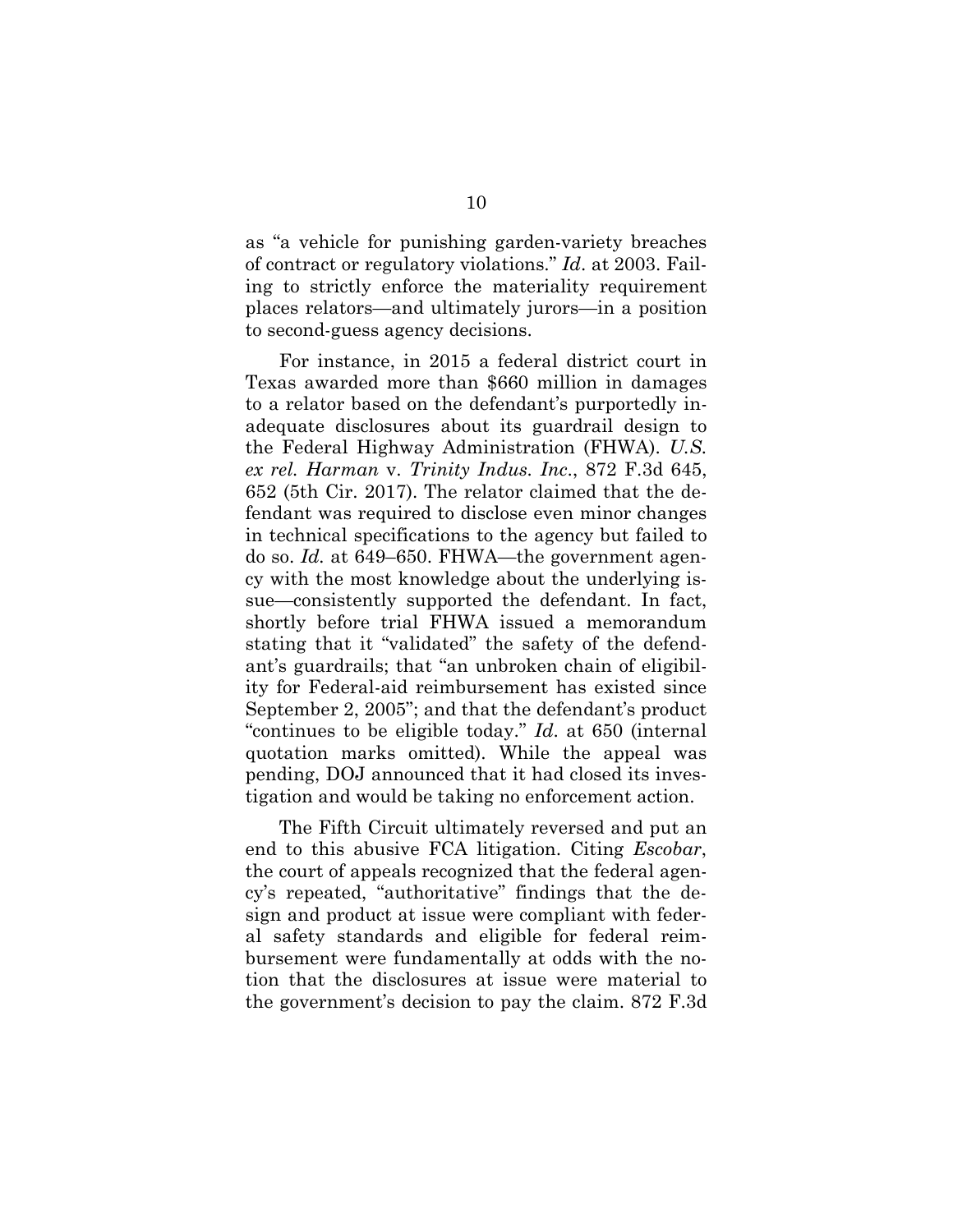as "a vehicle for punishing garden-variety breaches of contract or regulatory violations." *Id*. at 2003. Failing to strictly enforce the materiality requirement places relators—and ultimately jurors—in a position to second-guess agency decisions.

For instance, in 2015 a federal district court in Texas awarded more than $660 million in damages to a relator based on the defendant's purportedly inadequate disclosures about its guardrail design to the Federal Highway Administration (FHWA). *U.S. ex rel. Harman* v. *Trinity Indus. Inc*., 872 F.3d 645, 652 (5th Cir. 2017). The relator claimed that the defendant was required to disclose even minor changes in technical specifications to the agency but failed to do so. *Id.* at 649–650. FHWA—the government agency with the most knowledge about the underlying issue—consistently supported the defendant. In fact, shortly before trial FHWA issued a memorandum stating that it "validated" the safety of the defendant's guardrails; that "an unbroken chain of eligibility for Federal-aid reimbursement has existed since September 2, 2005"; and that the defendant's product "continues to be eligible today." *Id*. at 650 (internal quotation marks omitted). While the appeal was pending, DOJ announced that it had closed its investigation and would be taking no enforcement action.

The Fifth Circuit ultimately reversed and put an end to this abusive FCA litigation. Citing *Escobar*, the court of appeals recognized that the federal agency's repeated, "authoritative" findings that the design and product at issue were compliant with federal safety standards and eligible for federal reimbursement were fundamentally at odds with the notion that the disclosures at issue were material to the government's decision to pay the claim. 872 F.3d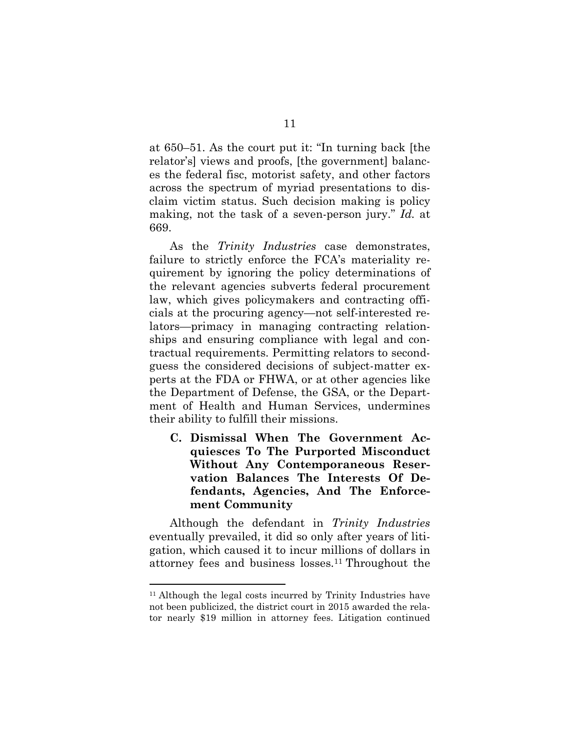at 650–51. As the court put it: "In turning back [the relator's] views and proofs, [the government] balances the federal fisc, motorist safety, and other factors across the spectrum of myriad presentations to disclaim victim status. Such decision making is policy making, not the task of a seven-person jury." *Id.* at 669.

As the *Trinity Industries* case demonstrates, failure to strictly enforce the FCA's materiality requirement by ignoring the policy determinations of the relevant agencies subverts federal procurement law, which gives policymakers and contracting officials at the procuring agency—not self-interested relators—primacy in managing contracting relationships and ensuring compliance with legal and contractual requirements. Permitting relators to second-guess the considered decisions of subject-matter experts at the FDA or FHWA, or at other agencies like the Department of Defense, the GSA, or the Department of Health and Human Services, undermines their ability to fulfill their missions.

### C. Dismissal When The Government Acquiesces To The Purported Misconduct Without Any Contemporaneous Reservation Balances The Interests Of Defendants, Agencies, And The Enforcement Community

Although the defendant in *Trinity Industries* eventually prevailed, it did so only after years of litigation, which caused it to incur millions of dollars in attorney fees and business losses.[11] Throughout the

---

[11] Although the legal costs incurred by Trinity Industries have not been publicized, the district court in 2015 awarded the relator nearly $19 million in attorney fees. Litigation continued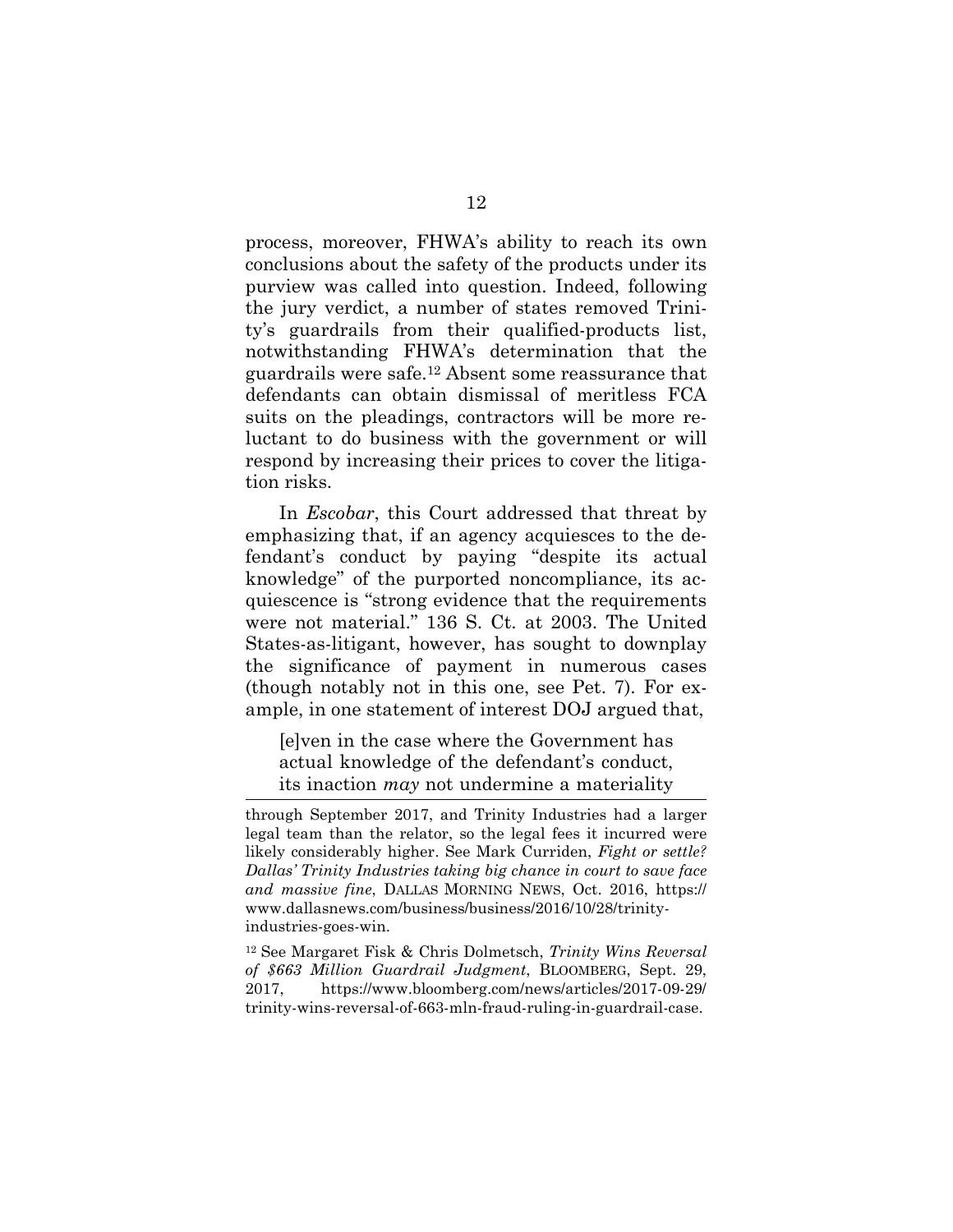process, moreover, FHWA's ability to reach its own conclusions about the safety of the products under its purview was called into question. Indeed, following the jury verdict, a number of states removed Trinity's guardrails from their qualified-products list, notwithstanding FHWA's determination that the guardrails were safe.[12] Absent some reassurance that defendants can obtain dismissal of meritless FCA suits on the pleadings, contractors will be more reluctant to do business with the government or will respond by increasing their prices to cover the litigation risks.

In *Escobar*, this Court addressed that threat by emphasizing that, if an agency acquiesces to the defendant's conduct by paying "despite its actual knowledge" of the purported noncompliance, its acquiescence is "strong evidence that the requirements were not material." 136 S. Ct. at 2003. The United States-as-litigant, however, has sought to downplay the significance of payment in numerous cases (though notably not in this one, see Pet. 7). For example, in one statement of interest DOJ argued that,

> [e]ven in the case where the Government has actual knowledge of the defendant's conduct, its inaction *may* not undermine a materiality

---

through September 2017, and Trinity Industries had a larger legal team than the relator, so the legal fees it incurred were likely considerably higher. See Mark Curriden, *Fight or settle? Dallas' Trinity Industries taking big chance in court to save face and massive fine*, DALLAS MORNING NEWS, Oct. 2016, https://www.dallasnews.com/business/business/2016/10/28/trinity-industries-goes-win.

[12] See Margaret Fisk & Chris Dolmetsch, *Trinity Wins Reversal of $663 Million Guardrail Judgment*, BLOOMBERG, Sept. 29, 2017, https://www.bloomberg.com/news/articles/2017-09-29/trinity-wins-reversal-of-663-mln-fraud-ruling-in-guardrail-case.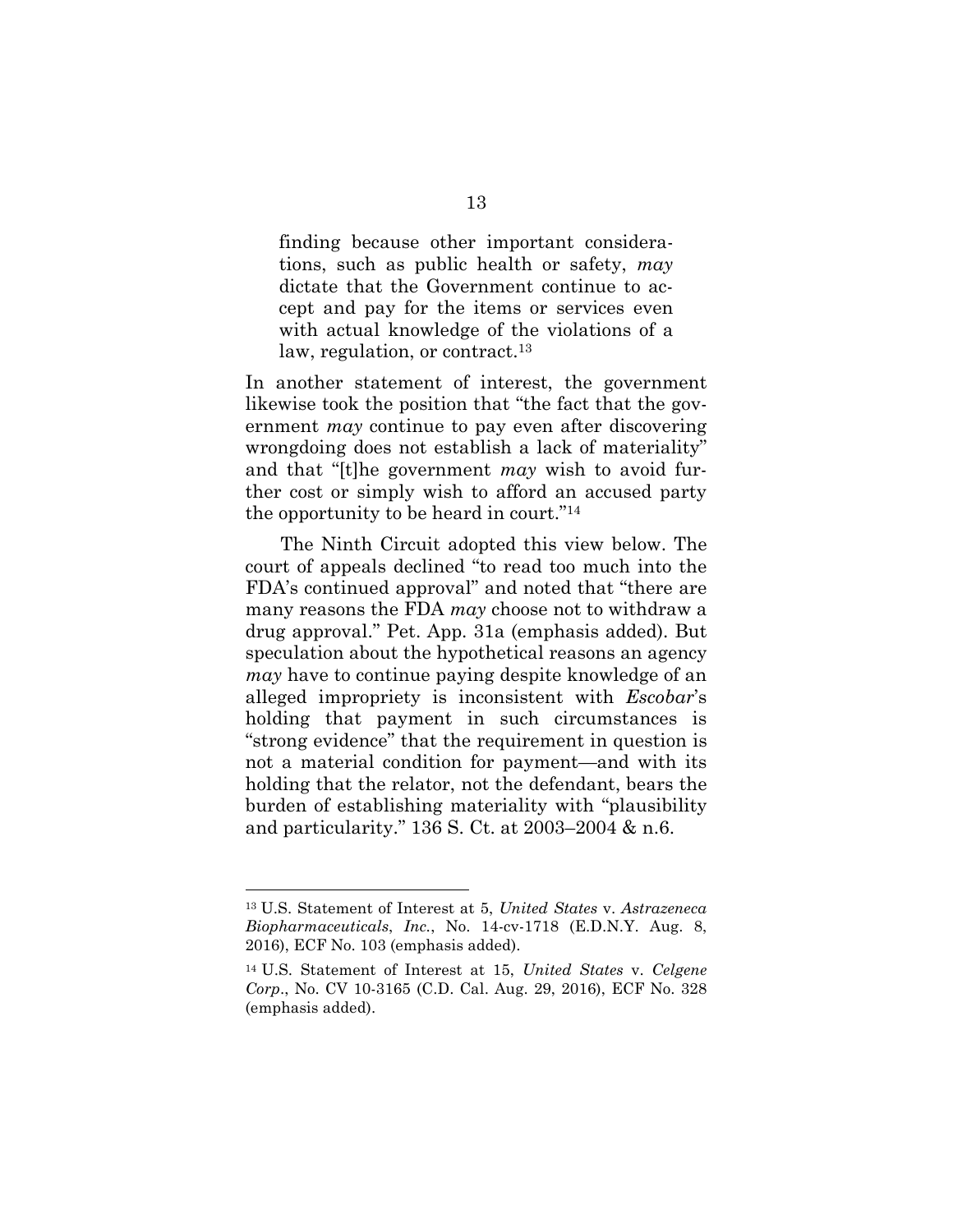> finding because other important considerations, such as public health or safety, *may* dictate that the Government continue to accept and pay for the items or services even with actual knowledge of the violations of a law, regulation, or contract.[13]

In another statement of interest, the government likewise took the position that "the fact that the government *may* continue to pay even after discovering wrongdoing does not establish a lack of materiality" and that "[t]he government *may* wish to avoid further cost or simply wish to afford an accused party the opportunity to be heard in court."[14]

The Ninth Circuit adopted this view below. The court of appeals declined "to read too much into the FDA's continued approval" and noted that "there are many reasons the FDA *may* choose not to withdraw a drug approval." Pet. App. 31a (emphasis added). But speculation about the hypothetical reasons an agency *may* have to continue paying despite knowledge of an alleged impropriety is inconsistent with *Escobar*'s holding that payment in such circumstances is "strong evidence" that the requirement in question is not a material condition for payment—and with its holding that the relator, not the defendant, bears the burden of establishing materiality with "plausibility and particularity." 136 S. Ct. at 2003–2004 & n.6.

---

[13] U.S. Statement of Interest at 5, *United States* v. *Astrazeneca Biopharmaceuticals, Inc.*, No. 14-cv-1718 (E.D.N.Y. Aug. 8, 2016), ECF No. 103 (emphasis added).

[14] U.S. Statement of Interest at 15, *United States* v. *Celgene Corp*., No. CV 10-3165 (C.D. Cal. Aug. 29, 2016), ECF No. 328 (emphasis added).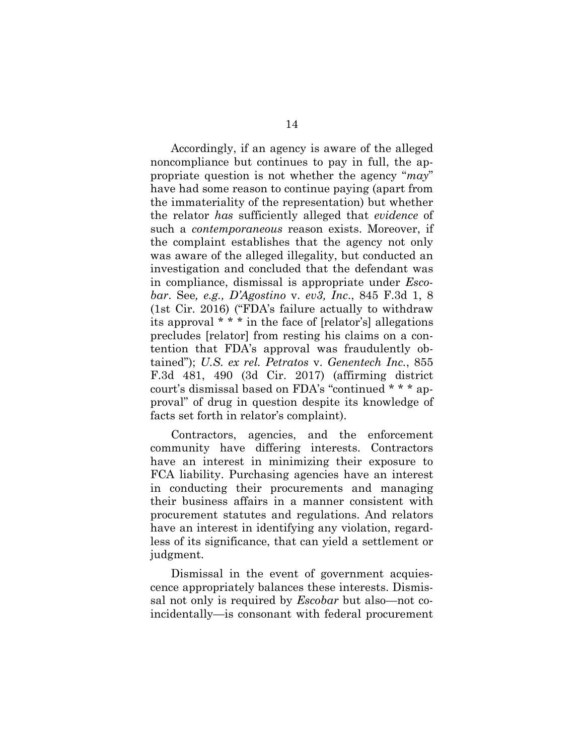Accordingly, if an agency is aware of the alleged noncompliance but continues to pay in full, the appropriate question is not whether the agency "*may*" have had some reason to continue paying (apart from the immateriality of the representation) but whether the relator *has* sufficiently alleged that *evidence* of such a *contemporaneous* reason exists. Moreover, if the complaint establishes that the agency not only was aware of the alleged illegality, but conducted an investigation and concluded that the defendant was in compliance, dismissal is appropriate under *Escobar*. See*, e.g., D'Agostino* v. *ev3, Inc*., 845 F.3d 1, 8 (1st Cir. 2016) ("FDA's failure actually to withdraw its approval * * * in the face of [relator's] allegations precludes [relator] from resting his claims on a contention that FDA's approval was fraudulently obtained"); *U.S. ex rel. Petratos* v. *Genentech Inc.*, 855 F.3d 481, 490 (3d Cir. 2017) (affirming district court's dismissal based on FDA's "continued * * * approval" of drug in question despite its knowledge of facts set forth in relator's complaint).

Contractors, agencies, and the enforcement community have differing interests. Contractors have an interest in minimizing their exposure to FCA liability. Purchasing agencies have an interest in conducting their procurements and managing their business affairs in a manner consistent with procurement statutes and regulations. And relators have an interest in identifying any violation, regardless of its significance, that can yield a settlement or judgment.

Dismissal in the event of government acquiescence appropriately balances these interests. Dismissal not only is required by *Escobar* but also—not coincidentally—is consonant with federal procurement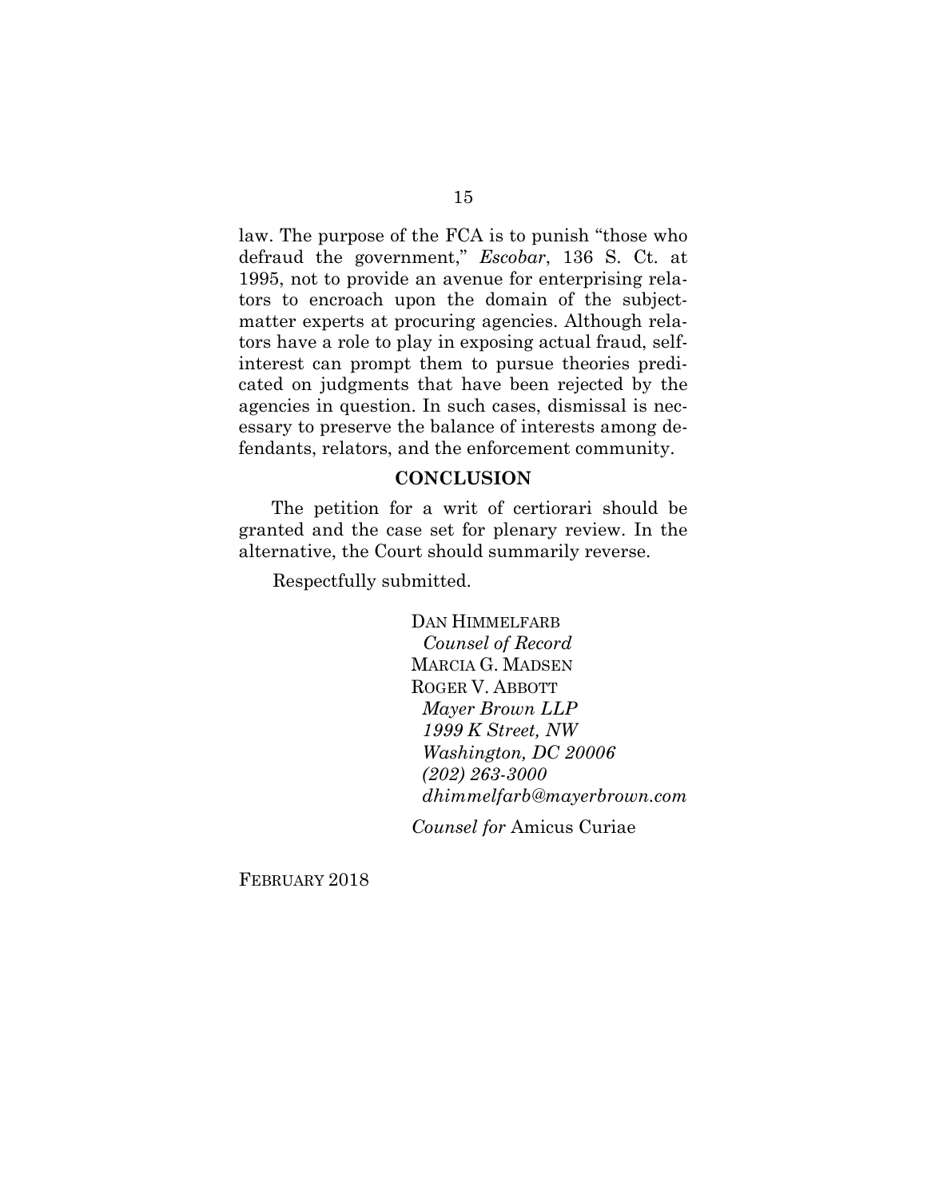law. The purpose of the FCA is to punish "those who defraud the government," *Escobar*, 136 S. Ct. at 1995, not to provide an avenue for enterprising relators to encroach upon the domain of the subject-matter experts at procuring agencies. Although relators have a role to play in exposing actual fraud, self-interest can prompt them to pursue theories predicated on judgments that have been rejected by the agencies in question. In such cases, dismissal is necessary to preserve the balance of interests among defendants, relators, and the enforcement community.

## CONCLUSION

The petition for a writ of certiorari should be granted and the case set for plenary review. In the alternative, the Court should summarily reverse.

Respectfully submitted.

DAN HIMMELFARB
*Counsel of Record*
MARCIA G. MADSEN
ROGER V. ABBOTT
*Mayer Brown LLP*
*1999 K Street, NW*
*Washington, DC 20006*
*(202) 263-3000*
*dhimmelfarb@mayerbrown.com*

*Counsel for* Amicus Curiae

FEBRUARY 2018